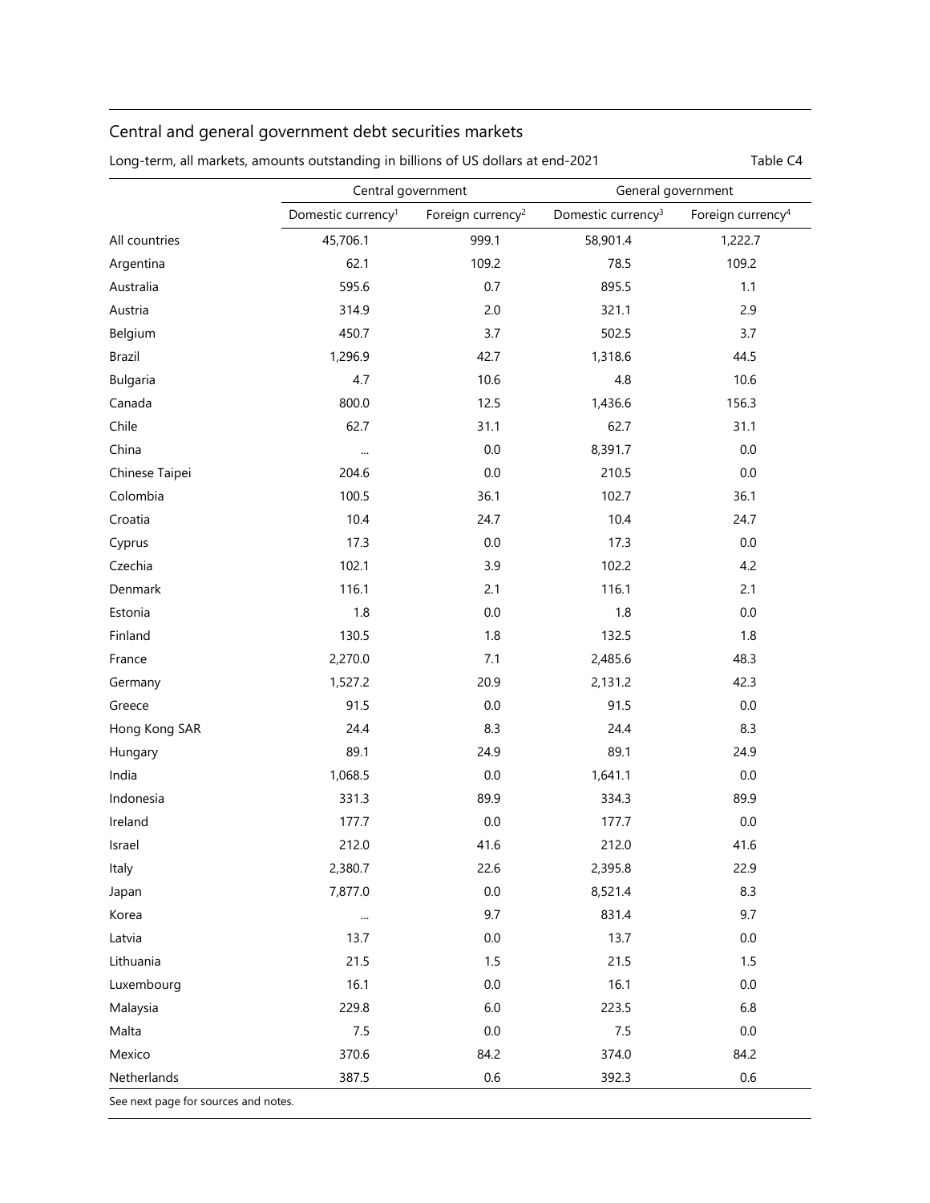## Central and general government debt securities markets

Long-term, all markets, amounts outstanding in billions of US dollars at end-2021 — Table C4

| | Central government | | General government | |
|---|---|---|---|---|
| | Domestic currency[1] | Foreign currency[2] | Domestic currency[3] | Foreign currency[4] |
| All countries | 45,706.1 | 999.1 | 58,901.4 | 1,222.7 |
| Argentina | 62.1 | 109.2 | 78.5 | 109.2 |
| Australia | 595.6 | 0.7 | 895.5 | 1.1 |
| Austria | 314.9 | 2.0 | 321.1 | 2.9 |
| Belgium | 450.7 | 3.7 | 502.5 | 3.7 |
| Brazil | 1,296.9 | 42.7 | 1,318.6 | 44.5 |
| Bulgaria | 4.7 | 10.6 | 4.8 | 10.6 |
| Canada | 800.0 | 12.5 | 1,436.6 | 156.3 |
| Chile | 62.7 | 31.1 | 62.7 | 31.1 |
| China | ... | 0.0 | 8,391.7 | 0.0 |
| Chinese Taipei | 204.6 | 0.0 | 210.5 | 0.0 |
| Colombia | 100.5 | 36.1 | 102.7 | 36.1 |
| Croatia | 10.4 | 24.7 | 10.4 | 24.7 |
| Cyprus | 17.3 | 0.0 | 17.3 | 0.0 |
| Czechia | 102.1 | 3.9 | 102.2 | 4.2 |
| Denmark | 116.1 | 2.1 | 116.1 | 2.1 |
| Estonia | 1.8 | 0.0 | 1.8 | 0.0 |
| Finland | 130.5 | 1.8 | 132.5 | 1.8 |
| France | 2,270.0 | 7.1 | 2,485.6 | 48.3 |
| Germany | 1,527.2 | 20.9 | 2,131.2 | 42.3 |
| Greece | 91.5 | 0.0 | 91.5 | 0.0 |
| Hong Kong SAR | 24.4 | 8.3 | 24.4 | 8.3 |
| Hungary | 89.1 | 24.9 | 89.1 | 24.9 |
| India | 1,068.5 | 0.0 | 1,641.1 | 0.0 |
| Indonesia | 331.3 | 89.9 | 334.3 | 89.9 |
| Ireland | 177.7 | 0.0 | 177.7 | 0.0 |
| Israel | 212.0 | 41.6 | 212.0 | 41.6 |
| Italy | 2,380.7 | 22.6 | 2,395.8 | 22.9 |
| Japan | 7,877.0 | 0.0 | 8,521.4 | 8.3 |
| Korea | ... | 9.7 | 831.4 | 9.7 |
| Latvia | 13.7 | 0.0 | 13.7 | 0.0 |
| Lithuania | 21.5 | 1.5 | 21.5 | 1.5 |
| Luxembourg | 16.1 | 0.0 | 16.1 | 0.0 |
| Malaysia | 229.8 | 6.0 | 223.5 | 6.8 |
| Malta | 7.5 | 0.0 | 7.5 | 0.0 |
| Mexico | 370.6 | 84.2 | 374.0 | 84.2 |
| Netherlands | 387.5 | 0.6 | 392.3 | 0.6 |

See next page for sources and notes.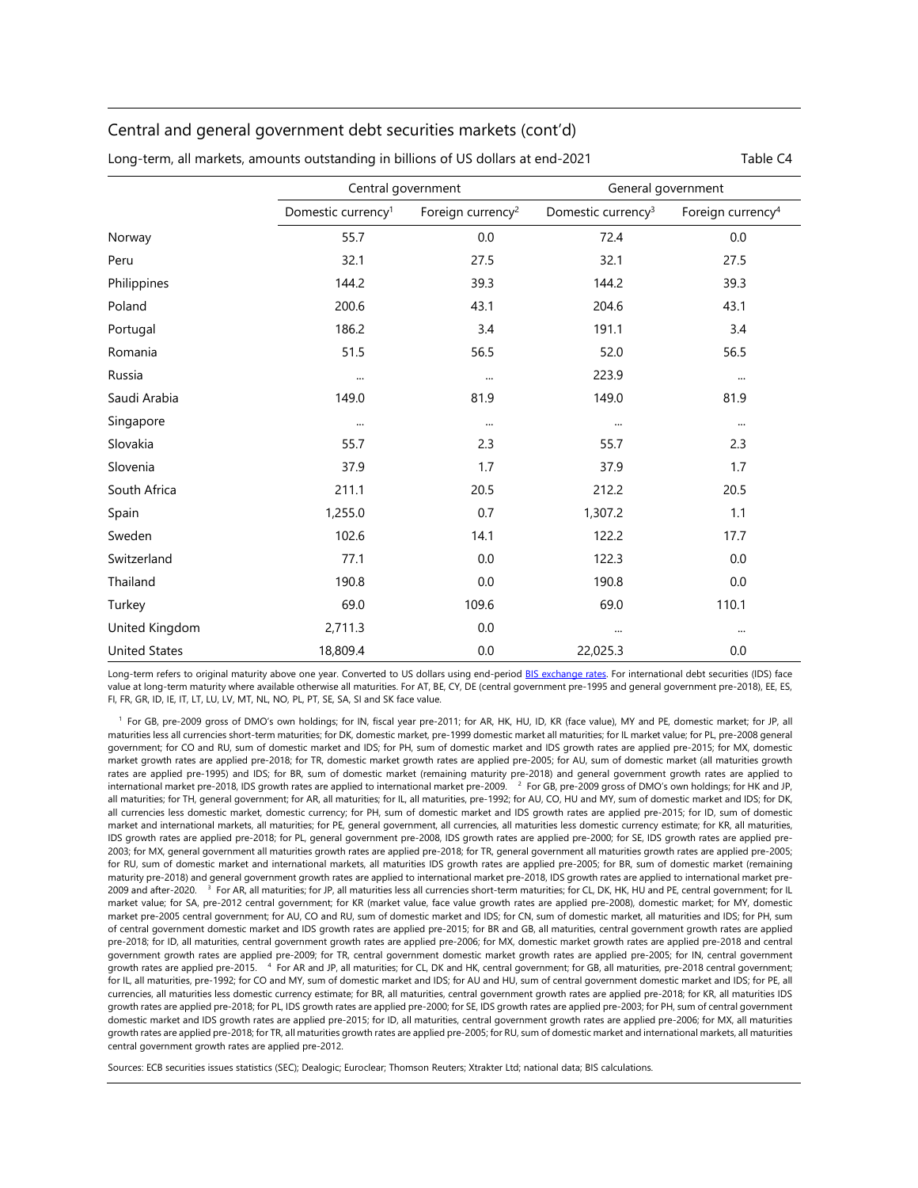## Central and general government debt securities markets (cont'd)

Long-term, all markets, amounts outstanding in billions of US dollars at end-2021 — Table C4

| | Central government | | General government | |
|---|---|---|---|---|
| | Domestic currency[1] | Foreign currency[2] | Domestic currency[3] | Foreign currency[4] |
| Norway | 55.7 | 0.0 | 72.4 | 0.0 |
| Peru | 32.1 | 27.5 | 32.1 | 27.5 |
| Philippines | 144.2 | 39.3 | 144.2 | 39.3 |
| Poland | 200.6 | 43.1 | 204.6 | 43.1 |
| Portugal | 186.2 | 3.4 | 191.1 | 3.4 |
| Romania | 51.5 | 56.5 | 52.0 | 56.5 |
| Russia | ... | ... | 223.9 | ... |
| Saudi Arabia | 149.0 | 81.9 | 149.0 | 81.9 |
| Singapore | ... | ... | ... | ... |
| Slovakia | 55.7 | 2.3 | 55.7 | 2.3 |
| Slovenia | 37.9 | 1.7 | 37.9 | 1.7 |
| South Africa | 211.1 | 20.5 | 212.2 | 20.5 |
| Spain | 1,255.0 | 0.7 | 1,307.2 | 1.1 |
| Sweden | 102.6 | 14.1 | 122.2 | 17.7 |
| Switzerland | 77.1 | 0.0 | 122.3 | 0.0 |
| Thailand | 190.8 | 0.0 | 190.8 | 0.0 |
| Turkey | 69.0 | 109.6 | 69.0 | 110.1 |
| United Kingdom | 2,711.3 | 0.0 | ... | ... |
| United States | 18,809.4 | 0.0 | 22,025.3 | 0.0 |

Long-term refers to original maturity above one year. Converted to US dollars using end-period BIS exchange rates. For international debt securities (IDS) face value at long-term maturity where available otherwise all maturities. For AT, BE, CY, DE (central government pre-1995 and general government pre-2018), EE, ES, FI, FR, GR, ID, IE, IT, LT, LU, LV, MT, NL, NO, PL, PT, SE, SA, SI and SK face value.

[1] For GB, pre-2009 gross of DMO's own holdings; for IN, fiscal year pre-2011; for AR, HK, HU, ID, KR (face value), MY and PE, domestic market; for JP, all maturities less all currencies short-term maturities; for DK, domestic market, pre-1999 domestic market all maturities; for IL market value; for PL, pre-2008 general government; for CO and RU, sum of domestic market and IDS; for PH, sum of domestic market and IDS growth rates are applied pre-2015; for MX, domestic market growth rates are applied pre-2018; for TR, domestic market growth rates are applied pre-2005; for AU, sum of domestic market (all maturities growth rates are applied pre-1995) and IDS; for BR, sum of domestic market (remaining maturity pre-2018) and general government growth rates are applied to international market pre-2018, IDS growth rates are applied to international market pre-2009. [2] For GB, pre-2009 gross of DMO's own holdings; for HK and JP, all maturities; for TH, general government; for AR, all maturities; for IL, all maturities, pre-1992; for AU, CO, HU and MY, sum of domestic market and IDS; for DK, all currencies less domestic market, domestic currency; for PH, sum of domestic market and IDS growth rates are applied pre-2015; for ID, sum of domestic market and international markets, all maturities; for PE, general government, all currencies, all maturities less domestic currency estimate; for KR, all maturities, IDS growth rates are applied pre-2018; for PL, general government pre-2008, IDS growth rates are applied pre-2000; for SE, IDS growth rates are applied pre-2003; for MX, general government all maturities growth rates are applied pre-2018; for TR, general government all maturities growth rates are applied pre-2005; for RU, sum of domestic market and international markets, all maturities IDS growth rates are applied pre-2005; for BR, sum of domestic market (remaining maturity pre-2018) and general government growth rates are applied to international market pre-2018, IDS growth rates are applied to international market pre-2009 and after-2020. [3] For AR, all maturities; for JP, all maturities less all currencies short-term maturities; for CL, DK, HK, HU and PE, central government; for IL market value; for SA, pre-2012 central government; for KR (market value, face value growth rates are applied pre-2008), domestic market; for MY, domestic market pre-2005 central government; for AU, CO and RU, sum of domestic market and IDS; for CN, sum of domestic market, all maturities and IDS; for PH, sum of central government domestic market and IDS growth rates are applied pre-2015; for BR and GB, all maturities, central government growth rates are applied pre-2018; for ID, all maturities, central government growth rates are applied pre-2006; for MX, domestic market growth rates are applied pre-2018 and central government growth rates are applied pre-2009; for TR, central government domestic market growth rates are applied pre-2005; for IN, central government growth rates are applied pre-2015. [4] For AR and JP, all maturities; for CL, DK and HK, central government; for GB, all maturities, pre-2018 central government; for IL, all maturities, pre-1992; for CO and MY, sum of domestic market and IDS; for AU and HU, sum of central government domestic market and IDS; for PE, all currencies, all maturities less domestic currency estimate; for BR, all maturities, central government growth rates are applied pre-2018; for KR, all maturities IDS growth rates are applied pre-2018; for PL, IDS growth rates are applied pre-2000; for SE, IDS growth rates are applied pre-2003; for PH, sum of central government domestic market and IDS growth rates are applied pre-2015; for ID, all maturities, central government growth rates are applied pre-2006; for MX, all maturities growth rates are applied pre-2018; for TR, all maturities growth rates are applied pre-2005; for RU, sum of domestic market and international markets, all maturities central government growth rates are applied pre-2012.

Sources: ECB securities issues statistics (SEC); Dealogic; Euroclear; Thomson Reuters; Xtrakter Ltd; national data; BIS calculations.